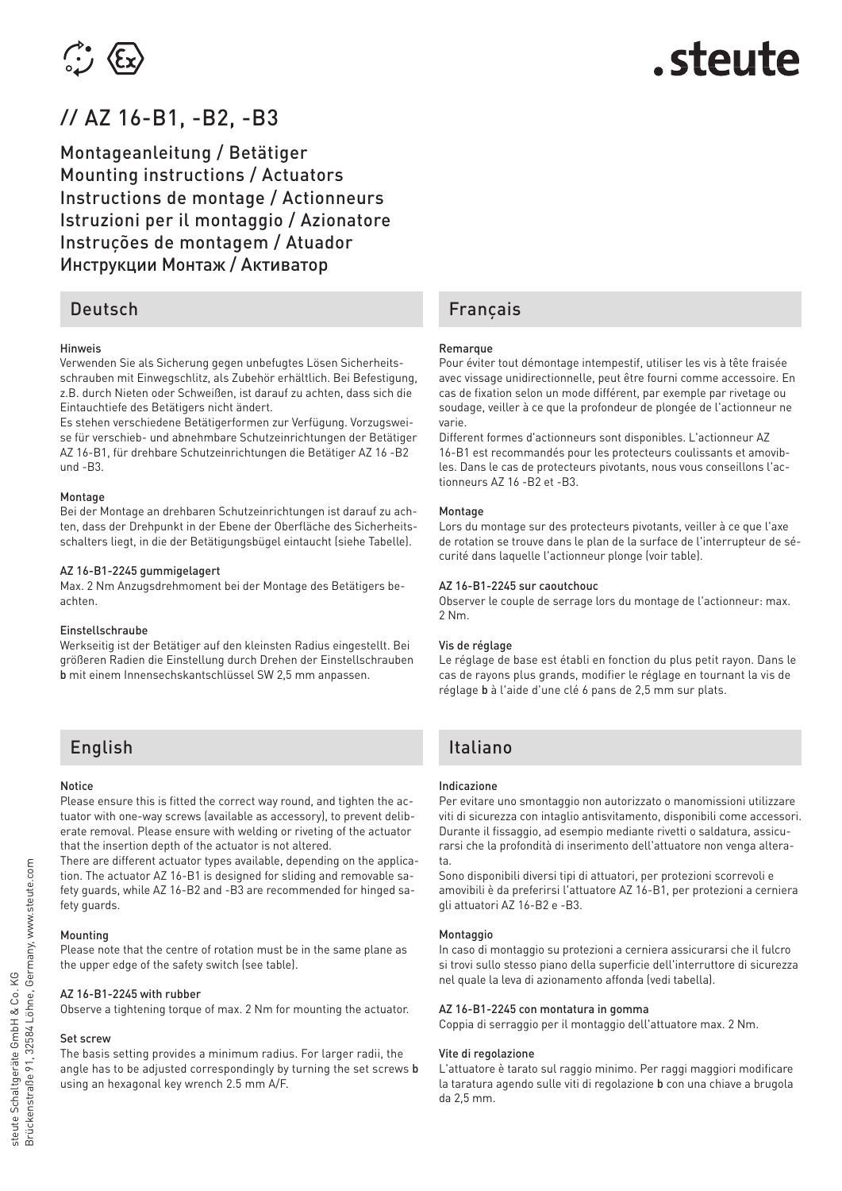# // AZ 16-B1, -B2, -B3

Montageanleitung / Betätiger
Mounting instructions / Actuators
Instructions de montage / Actionneurs
Istruzioni per il montaggio / Azionatore
Instruções de montagem / Atuador
Инструкции Монтаж / Активатор

## Deutsch

**Hinweis**

Verwenden Sie als Sicherung gegen unbefugtes Lösen Sicherheitsschrauben mit Einwegschlitz, als Zubehör erhältlich. Bei Befestigung, z.B. durch Nieten oder Schweißen, ist darauf zu achten, dass sich die Eintauchtiefe des Betätigers nicht ändert.

Es stehen verschiedene Betätigerformen zur Verfügung. Vorzugsweise für verschieb- und abnehmbare Schutzeinrichtungen der Betätiger AZ 16-B1, für drehbare Schutzeinrichtungen die Betätiger AZ 16 -B2 und -B3.

**Montage**

Bei der Montage an drehbaren Schutzeinrichtungen ist darauf zu achten, dass der Drehpunkt in der Ebene der Oberfläche des Sicherheitsschalters liegt, in die der Betätigungsbügel eintaucht (siehe Tabelle).

**AZ 16-B1-2245 gummigelagert**

Max. 2 Nm Anzugsdrehmoment bei der Montage des Betätigers beachten.

**Einstellschraube**

Werkseitig ist der Betätiger auf den kleinsten Radius eingestellt. Bei größeren Radien die Einstellung durch Drehen der Einstellschrauben **b** mit einem Innensechskantschlüssel SW 2,5 mm anpassen.

## English

**Notice**

Please ensure this is fitted the correct way round, and tighten the actuator with one-way screws (available as accessory), to prevent deliberate removal. Please ensure with welding or riveting of the actuator that the insertion depth of the actuator is not altered.

There are different actuator types available, depending on the application. The actuator AZ 16-B1 is designed for sliding and removable safety guards, while AZ 16-B2 and -B3 are recommended for hinged safety guards.

**Mounting**

Please note that the centre of rotation must be in the same plane as the upper edge of the safety switch (see table).

**AZ 16-B1-2245 with rubber**

Observe a tightening torque of max. 2 Nm for mounting the actuator.

**Set screw**

The basis setting provides a minimum radius. For larger radii, the angle has to be adjusted correspondingly by turning the set screws **b** using an hexagonal key wrench 2.5 mm A/F.

## Français

**Remarque**

Pour éviter tout démontage intempestif, utiliser les vis à tête fraisée avec vissage unidirectionnelle, peut être fourni comme accessoire. En cas de fixation selon un mode différent, par exemple par rivetage ou soudage, veiller à ce que la profondeur de plongée de l'actionneur ne varie.

Different formes d'actionneurs sont disponibles. L'actionneur AZ 16-B1 est recommandés pour les protecteurs coulissants et amovibles. Dans le cas de protecteurs pivotants, nous vous conseillons l'actionneurs AZ 16 -B2 et -B3.

**Montage**

Lors du montage sur des protecteurs pivotants, veiller à ce que l'axe de rotation se trouve dans le plan de la surface de l'interrupteur de sécurité dans laquelle l'actionneur plonge (voir table).

**AZ 16-B1-2245 sur caoutchouc**

Observer le couple de serrage lors du montage de l'actionneur: max. 2 Nm.

**Vis de réglage**

Le réglage de base est établi en fonction du plus petit rayon. Dans le cas de rayons plus grands, modifier le réglage en tournant la vis de réglage **b** à l'aide d'une clé 6 pans de 2,5 mm sur plats.

## Italiano

**Indicazione**

Per evitare uno smontaggio non autorizzato o manomissioni utilizzare viti di sicurezza con intaglio antisvitamento, disponibili come accessori. Durante il fissaggio, ad esempio mediante rivetti o saldatura, assicurarsi che la profondità di inserimento dell'attuatore non venga alterata.

Sono disponibili diversi tipi di attuatori, per protezioni scorrevoli e amovibili è da preferirsi l'attuatore AZ 16-B1, per protezioni a cerniera gli attuatori AZ 16-B2 e -B3.

**Montaggio**

In caso di montaggio su protezioni a cerniera assicurarsi che il fulcro si trovi sullo stesso piano della superficie dell'interruttore di sicurezza nel quale la leva di azionamento affonda (vedi tabella).

**AZ 16-B1-2245 con montatura in gomma**

Coppia di serraggio per il montaggio dell'attuatore max. 2 Nm.

**Vite di regolazione**

L'attuatore è tarato sul raggio minimo. Per raggi maggiori modificare la taratura agendo sulle viti di regolazione **b** con una chiave a brugola da 2,5 mm.

steute Schaltgeräte GmbH & Co. KG
Brückenstraße 91, 32584 Löhne, Germany, www.steute.com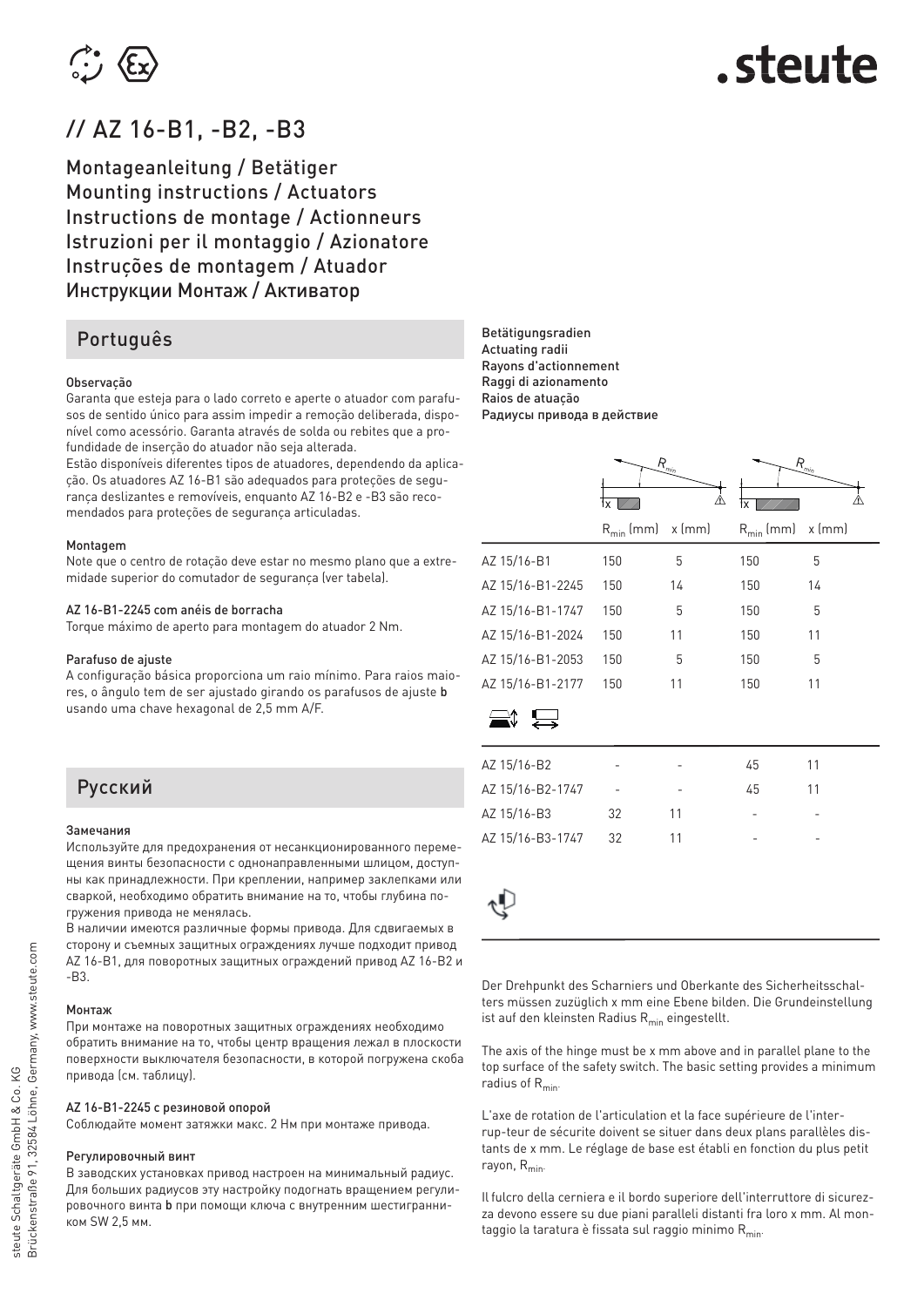# // AZ 16-B1, -B2, -B3

Montageanleitung / Betätiger
Mounting instructions / Actuators
Instructions de montage / Actionneurs
Istruzioni per il montaggio / Azionatore
Instruções de montagem / Atuador
Инструкции Монтаж / Активатор

## Português

### Observação

Garanta que esteja para o lado correto e aperte o atuador com parafusos de sentido único para assim impedir a remoção deliberada, disponível como acessório. Garanta através de solda ou rebites que a profundidade de inserção do atuador não seja alterada.
Estão disponíveis diferentes tipos de atuadores, dependendo da aplicação. Os atuadores AZ 16-B1 são adequados para proteções de segurança deslizantes e removíveis, enquanto AZ 16-B2 e -B3 são recomendados para proteções de segurança articuladas.

### Montagem

Note que o centro de rotação deve estar no mesmo plano que a extremidade superior do comutador de segurança (ver tabela).

### AZ 16-B1-2245 com anéis de borracha

Torque máximo de aperto para montagem do atuador 2 Nm.

### Parafuso de ajuste

A configuração básica proporciona um raio mínimo. Para raios maiores, o ângulo tem de ser ajustado girando os parafusos de ajuste **b** usando uma chave hexagonal de 2,5 mm A/F.

## Русский

### Замечания

Используйте для предохранения от несанкционированного перемещения винты безопасности с однонаправленными шлицом, доступны как принадлежности. При креплении, например заклепками или сваркой, необходимо обратить внимание на то, чтобы глубина погружения привода не менялась.
В наличии имеются различные формы привода. Для сдвигаемых в сторону и съемных защитных ограждениях лучше подходит привод AZ 16-B1, для поворотных защитных ограждений привод AZ 16-B2 и -B3.

### Монтаж

При монтаже на поворотных защитных ограждениях необходимо обратить внимание на то, чтобы центр вращения лежал в плоскости поверхности выключателя безопасности, в которой погружена скоба привода (см. таблицу).

### AZ 16-B1-2245 с резиновой опорой

Соблюдайте момент затяжки макс. 2 Нм при монтаже привода.

### Регулировочный винт

В заводских установках привод настроен на минимальный радиус. Для больших радиусов эту настройку подогнать вращением регулировочного винта **b** при помощи ключа с внутренним шестигранником SW 2,5 мм.

**Betätigungsradien**
**Actuating radii**
**Rayons d'actionnement**
**Raggi di azionamento**
**Raios de atuação**
**Радиусы привода в действие**

| | $R_{min}$ (mm) | x (mm) | $R_{min}$ (mm) | x (mm) |
|---|---|---|---|---|
| AZ 15/16-B1 | 150 | 5 | 150 | 5 |
| AZ 15/16-B1-2245 | 150 | 14 | 150 | 14 |
| AZ 15/16-B1-1747 | 150 | 5 | 150 | 5 |
| AZ 15/16-B1-2024 | 150 | 11 | 150 | 11 |
| AZ 15/16-B1-2053 | 150 | 5 | 150 | 5 |
| AZ 15/16-B1-2177 | 150 | 11 | 150 | 11 |
| AZ 15/16-B2 | - | - | 45 | 11 |
| AZ 15/16-B2-1747 | - | - | 45 | 11 |
| AZ 15/16-B3 | 32 | 11 | - | - |
| AZ 15/16-B3-1747 | 32 | 11 | - | - |

Der Drehpunkt des Scharniers und Oberkante des Sicherheitsschalters müssen zuzüglich x mm eine Ebene bilden. Die Grundeinstellung ist auf den kleinsten Radius $R_{min}$ eingestellt.

The axis of the hinge must be x mm above and in parallel plane to the top surface of the safety switch. The basic setting provides a minimum radius of $R_{min}$.

L'axe de rotation de l'articulation et la face supérieure de l'interrup-teur de sécurite doivent se situer dans deux plans parallèles distants de x mm. Le réglage de base est établi en fonction du plus petit rayon, $R_{min}$.

Il fulcro della cerniera e il bordo superiore dell'interruttore di sicurezza devono essere su due piani paralleli distanti fra loro x mm. Al montaggio la taratura è fissata sul raggio minimo $R_{min}$.

steute Schaltgeräte GmbH & Co. KG
Brückenstraße 91, 32584 Löhne, Germany, www.steute.com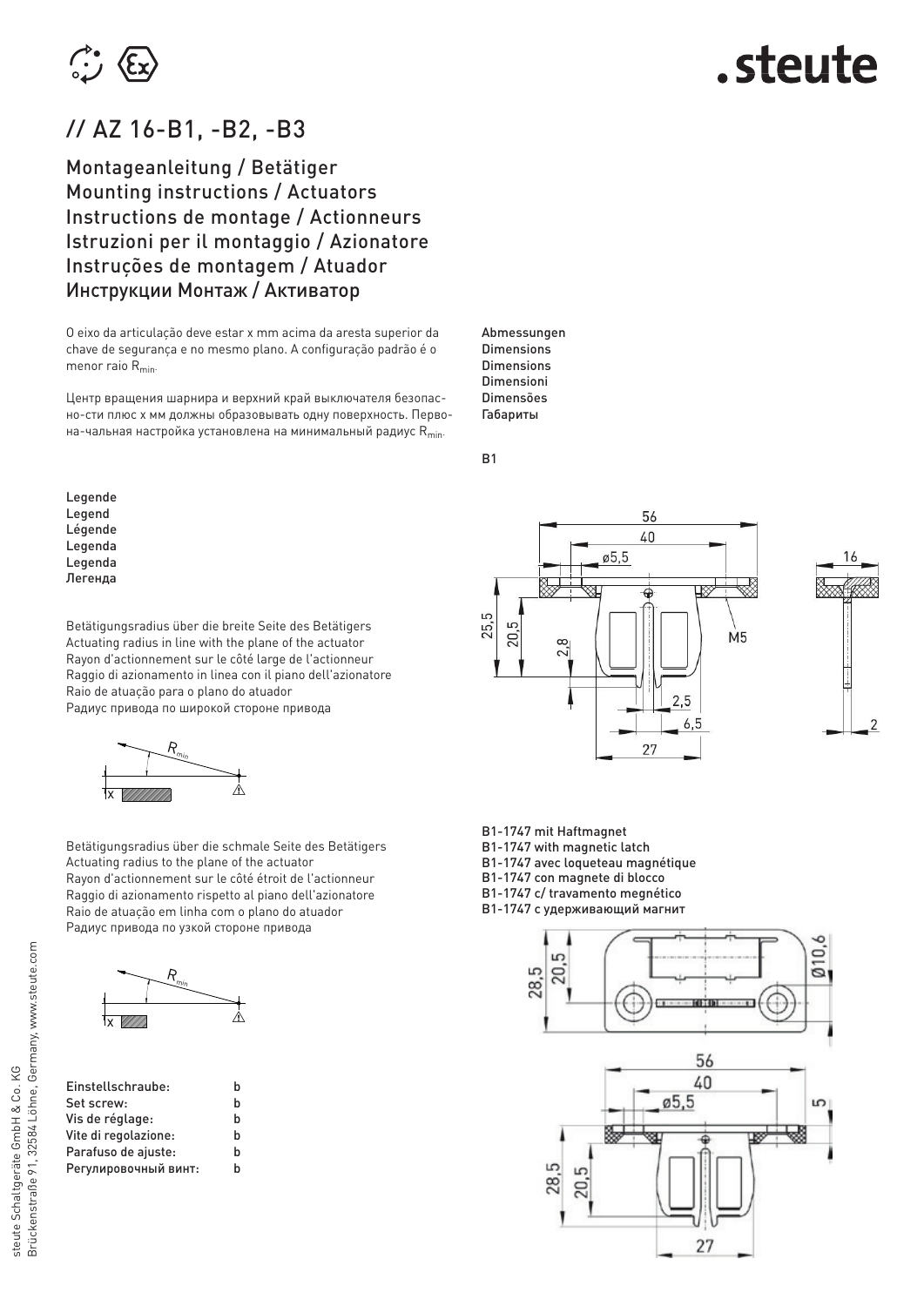# // AZ 16-B1, -B2, -B3

## Montageanleitung / Betätiger
## Mounting instructions / Actuators
## Instructions de montage / Actionneurs
## Istruzioni per il montaggio / Azionatore
## Instruções de montagem / Atuador
## Инструкции Монтаж / Активатор

O eixo da articulação deve estar x mm acima da aresta superior da chave de segurança e no mesmo plano. A configuração padrão é o menor raio $R_{min}$.

Центр вращения шарнира и верхний край выключателя безопас-но-сти плюс x мм должны образовывать одну поверхность. Перво-на-чальная настройка установлена на минимальный радиус $R_{min}$.

Legende
Legend
Légende
Legenda
Legenda
Легенда

Betätigungsradius über die breite Seite des Betätigers
Actuating radius in line with the plane of the actuator
Rayon d'actionnement sur le côté large de l'actionneur
Raggio di azionamento in linea con il piano dell'azionatore
Raio de atuação para o plano do atuador
Радиус привода по широкой стороне привода

Betätigungsradius über die schmale Seite des Betätigers
Actuating radius to the plane of the actuator
Rayon d'actionnement sur le côté étroit de l'actionneur
Raggio di azionamento rispetto al piano dell'azionatore
Raio de atuação em linha com o plano do atuador
Радиус привода по узкой стороне привода

| | |
|---|---|
| Einstellschraube: | b |
| Set screw: | b |
| Vis de réglage: | b |
| Vite di regolazione: | b |
| Parafuso de ajuste: | b |
| Регулировочный винт: | b |

Abmessungen
Dimensions
Dimensions
Dimensioni
Dimensões
Габариты

B1

B1-1747 mit Haftmagnet
B1-1747 with magnetic latch
B1-1747 avec loqueteau magnétique
B1-1747 con magnete di blocco
B1-1747 c/ travamento megnético
B1-1747 с удерживающий магнит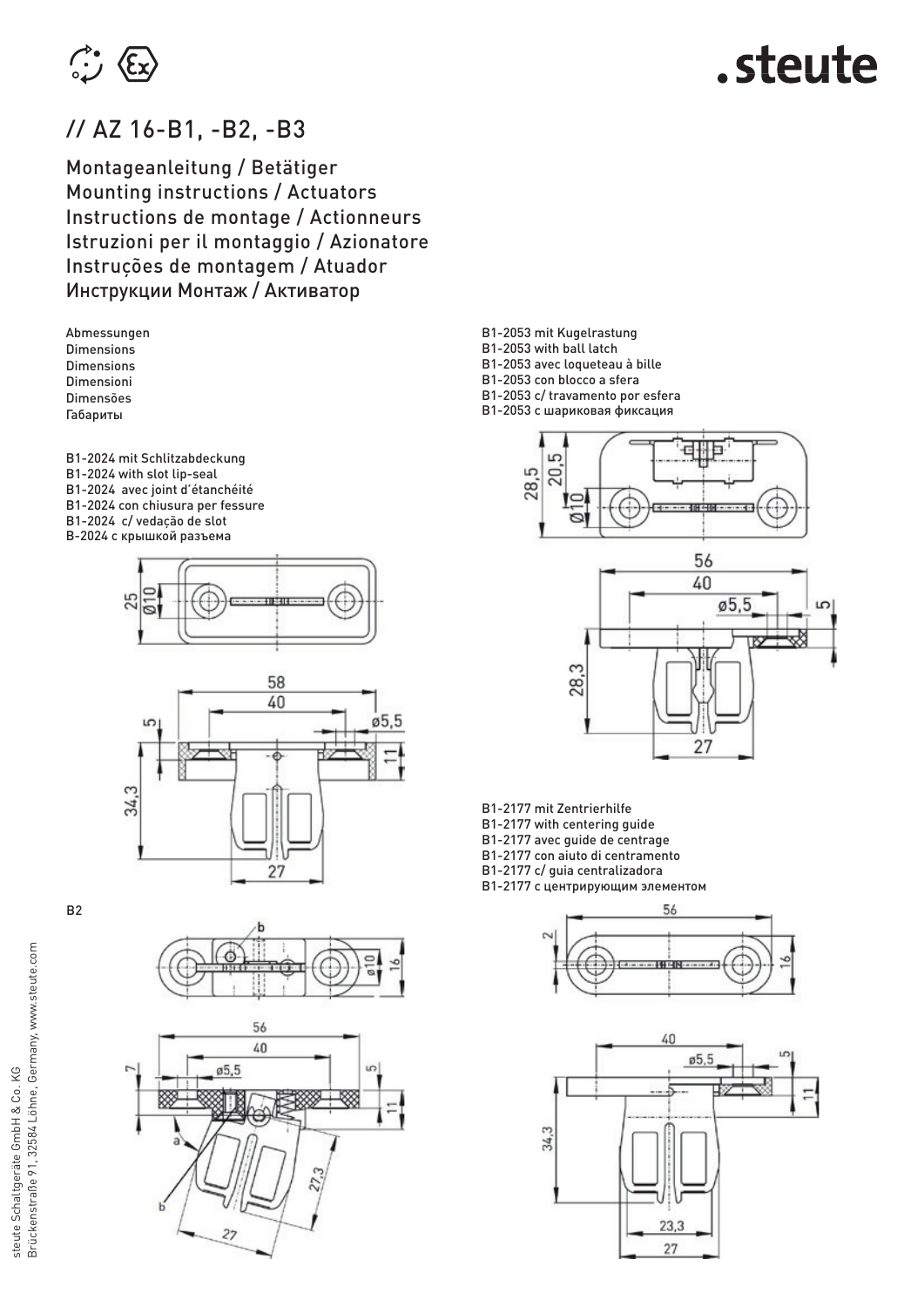# // AZ 16-B1, -B2, -B3

Montageanleitung / Betätiger
Mounting instructions / Actuators
Instructions de montage / Actionneurs
Istruzioni per il montaggio / Azionatore
Instruções de montagem / Atuador
Инструкции Монтаж / Активатор

Abmessungen
Dimensions
Dimensions
Dimensioni
Dimensões
Габариты

B1-2024 mit Schlitzabdeckung
B1-2024 with slot lip-seal
B1-2024 avec joint d'étanchéité
B1-2024 con chiusura per fessure
B1-2024 c/ vedação de slot
B-2024 с крышкой разъема

B2

B1-2053 mit Kugelrastung
B1-2053 with ball latch
B1-2053 avec loqueteau à bille
B1-2053 con blocco a sfera
B1-2053 c/ travamento por esfera
B1-2053 с шариковая фиксация

B1-2177 mit Zentrierhilfe
B1-2177 with centering guide
B1-2177 avec guide de centrage
B1-2177 con aiuto di centramento
B1-2177 c/ guia centralizadora
B1-2177 с центрирующим элементом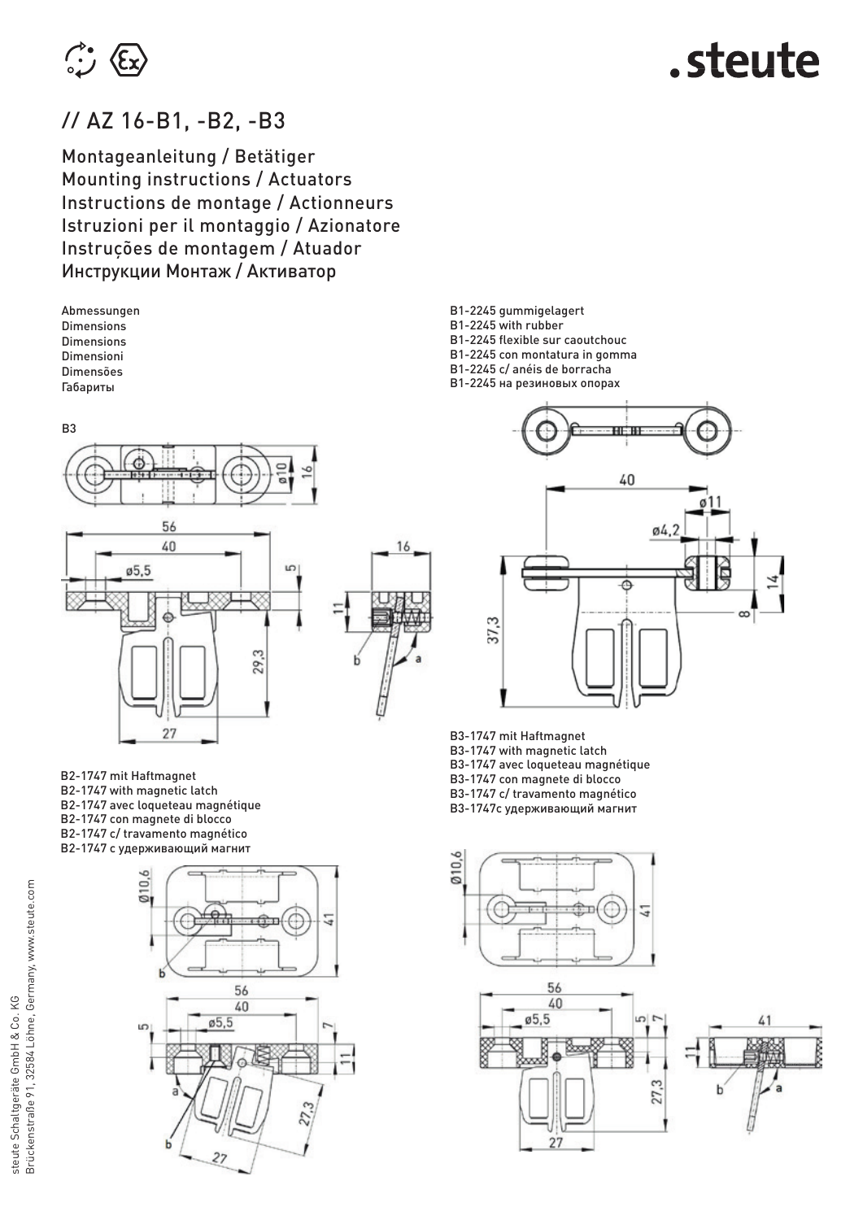# // AZ 16-B1, -B2, -B3

Montageanleitung / Betätiger
Mounting instructions / Actuators
Instructions de montage / Actionneurs
Istruzioni per il montaggio / Azionatore
Instruções de montagem / Atuador
Инструкции Монтаж / Активатор

Abmessungen
Dimensions
Dimensions
Dimensioni
Dimensões
Габариты

B3

56
40
ø5,5
ø10
16
5
11
29,3
27
16
b
a

B1-2245 gummigelagert
B1-2245 with rubber
B1-2245 flexible sur caoutchouc
B1-2245 con montatura in gomma
B1-2245 c/ anéis de borracha
B1-2245 на резиновых опорах

40
ø11
ø4,2
14
8
37,3

B2-1747 mit Haftmagnet
B2-1747 with magnetic latch
B2-1747 avec loqueteau magnétique
B2-1747 con magnete di blocco
B2-1747 c/ travamento magnético
B2-1747 с удерживающий магнит

Ø10,6
41
b
56
40
ø5,5
5
7
11
a
b
27,3
27

B3-1747 mit Haftmagnet
B3-1747 with magnetic latch
B3-1747 avec loqueteau magnétique
B3-1747 con magnete di blocco
B3-1747 c/ travamento magnético
B3-1747с удерживающий магнит

Ø10,6
41
56
40
ø5,5
5
7
11
27,3
27
41
b
a

steute Schaltgeräte GmbH & Co. KG
Brückenstraße 91, 32584 Löhne, Germany, www.steute.com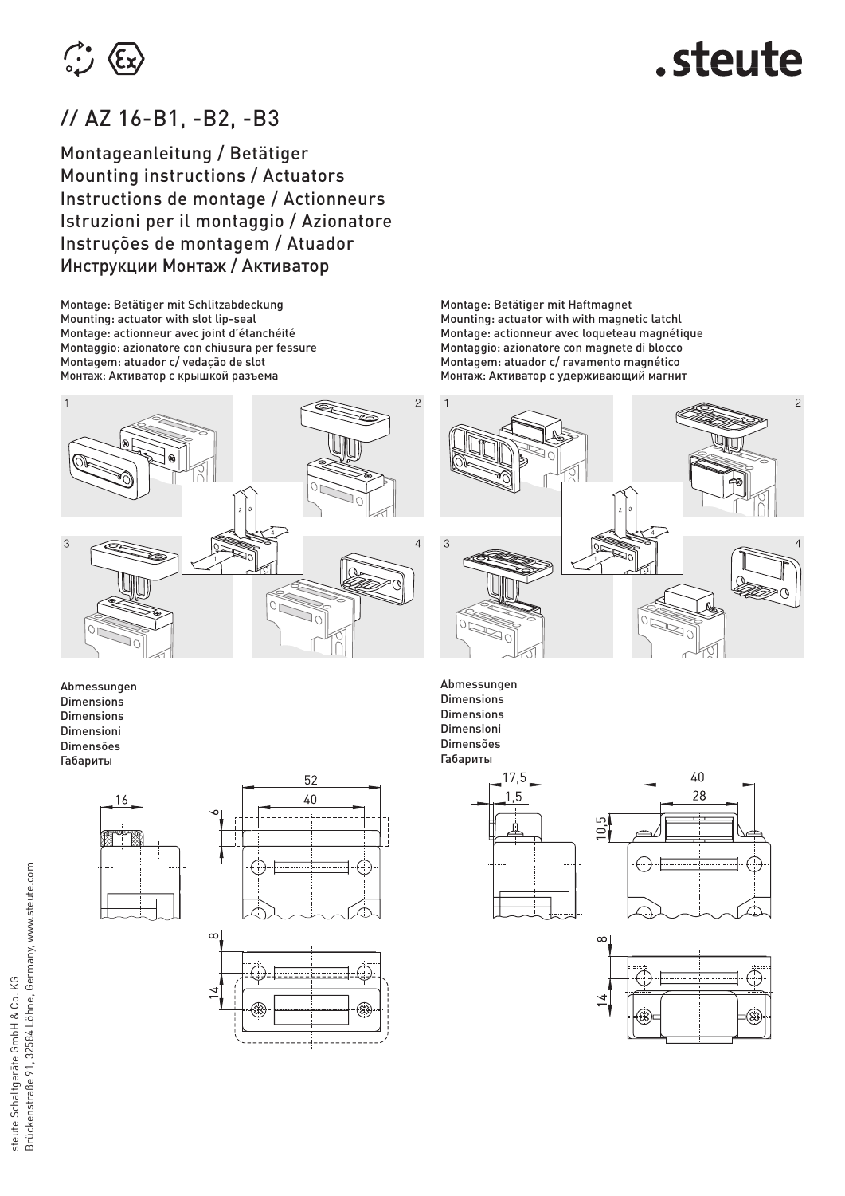# // AZ 16-B1, -B2, -B3

Montageanleitung / Betätiger
Mounting instructions / Actuators
Instructions de montage / Actionneurs
Istruzioni per il montaggio / Azionatore
Instruções de montagem / Atuador
Инструкции Монтаж / Активатор

Montage: Betätiger mit Schlitzabdeckung
Mounting: actuator with slot lip-seal
Montage: actionneur avec joint d'étanchéité
Montaggio: azionatore con chiusura per fessure
Montagem: atuador c/ vedação de slot
Монтаж: Активатор с крышкой разъема

Abmessungen
Dimensions
Dimensions
Dimensioni
Dimensões
Габариты

Montage: Betätiger mit Haftmagnet
Mounting: actuator with with magnetic latchl
Montage: actionneur avec loqueteau magnétique
Montaggio: azionatore con magnete di blocco
Montagem: atuador c/ ravamento magnético
Монтаж: Активатор с удерживающий магнит

Abmessungen
Dimensions
Dimensions
Dimensioni
Dimensões
Габариты

steute Schaltgeräte GmbH & Co. KG
Brückenstraße 91, 32584 Löhne, Germany, www.steute.com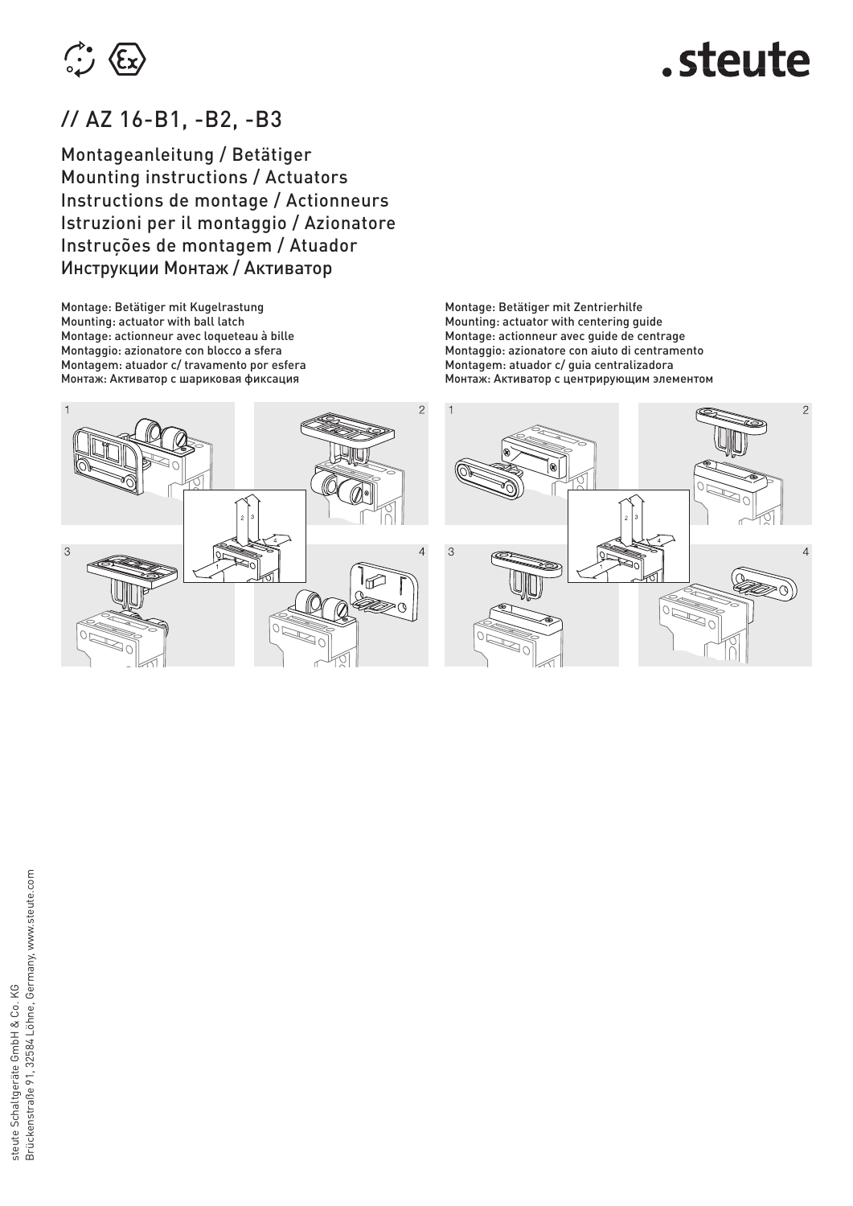# // AZ 16-B1, -B2, -B3

## Montageanleitung / Betätiger
## Mounting instructions / Actuators
## Instructions de montage / Actionneurs
## Istruzioni per il montaggio / Azionatore
## Instruções de montagem / Atuador
## Инструкции Монтаж / Активатор

Montage: Betätiger mit Kugelrastung
Mounting: actuator with ball latch
Montage: actionneur avec loqueteau à bille
Montaggio: azionatore con blocco a sfera
Montagem: atuador c/ travamento por esfera
Монтаж: Активатор с шариковая фиксация

Montage: Betätiger mit Zentrierhilfe
Mounting: actuator with centering guide
Montage: actionneur avec guide de centrage
Montaggio: azionatore con aiuto di centramento
Montagem: atuador c/ guia centralizadora
Монтаж: Активатор с центрирующим элементом

steute Schaltgeräte GmbH & Co. KG
Brückenstraße 91, 32584 Löhne, Germany, www.steute.com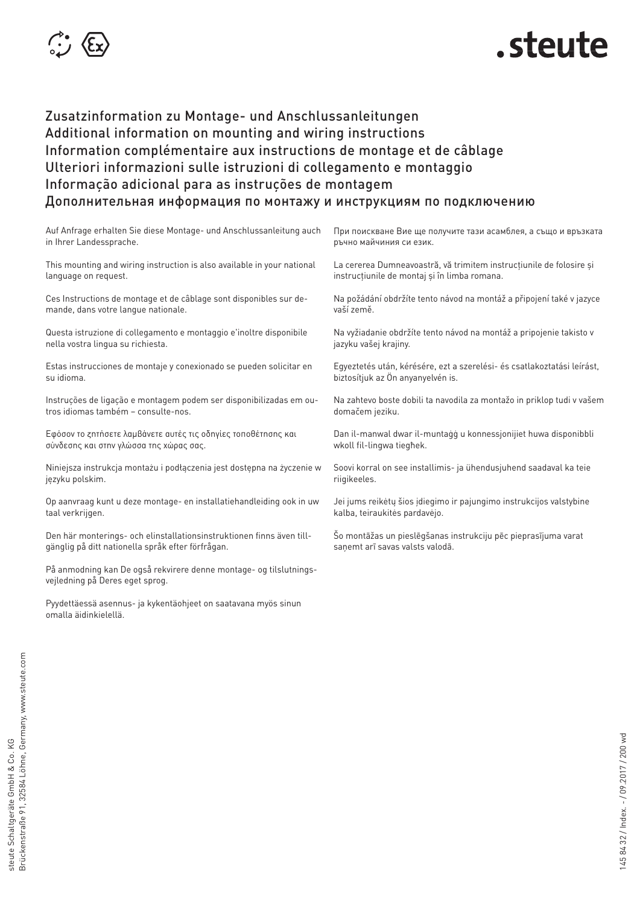# Zusatzinformation zu Montage- und Anschlussanleitungen
# Additional information on mounting and wiring instructions
# Information complémentaire aux instructions de montage et de câblage
# Ulteriori informazioni sulle istruzioni di collegamento e montaggio
# Informação adicional para as instruções de montagem
# Дополнительная информация по монтажу и инструкциям по подключению

Auf Anfrage erhalten Sie diese Montage- und Anschlussanleitung auch in Ihrer Landessprache.

This mounting and wiring instruction is also available in your national language on request.

Ces Instructions de montage et de câblage sont disponibles sur demande, dans votre langue nationale.

Questa istruzione di collegamento e montaggio e'inoltre disponibile nella vostra lingua su richiesta.

Estas instrucciones de montaje y conexionado se pueden solicitar en su idioma.

Instruções de ligação e montagem podem ser disponibilizadas em outros idiomas também – consulte-nos.

Εφόσον το ζητήσετε λαμβάνετε αυτές τις οδηγίες τοποθέτησης και σύνδεσης και στην γλώσσα της χώρας σας.

Niniejsza instrukcja montażu i podłączenia jest dostępna na życzenie w języku polskim.

Op aanvraag kunt u deze montage- en installatiehandleiding ook in uw taal verkrijgen.

Den här monterings- och elinstallationsinstruktionen finns även tillgänglig på ditt nationella språk efter förfrågan.

På anmodning kan De også rekvirere denne montage- og tilslutningsvejledning på Deres eget sprog.

Pyydettäessä asennus- ja kykentäohjeet on saatavana myös sinun omalla äidinkielellä.

При поискване Вие ще получите тази асамблея, а също и връзката ръчно майчиния си език.

La cererea Dumneavoastră, vă trimitem instrucțiunile de folosire și instrucțiunile de montaj și în limba romana.

Na požádání obdržíte tento návod na montáž a připojení také v jazyce vaší země.

Na vyžiadanie obdržíte tento návod na montáž a pripojenie takisto v jazyku vašej krajiny.

Egyeztetés után, kérésére, ezt a szerelési- és csatlakoztatási leírást, biztosítjuk az Ön anyanyelvén is.

Na zahtevo boste dobili ta navodila za montažo in priklop tudi v vašem domačem jeziku.

Dan il-manwal dwar il-muntaġġ u konnessjonijiet huwa disponibbli wkoll fil-lingwa tiegħek.

Soovi korral on see installimis- ja ühendusjuhend saadaval ka teie riigikeeles.

Jei jums reikėtų šios įdiegimo ir pajungimo instrukcijos valstybine kalba, teiraukitės pardavėjo.

Šo montāžas un pieslēgšanas instrukciju pēc pieprasījuma varat saņemt arī savas valsts valodā.

steute Schaltgeräte GmbH & Co. KG
Brückenstraße 91, 32584 Löhne, Germany, www.steute.com

145 84 32 / Index. - / 09.2017 / 200 wd